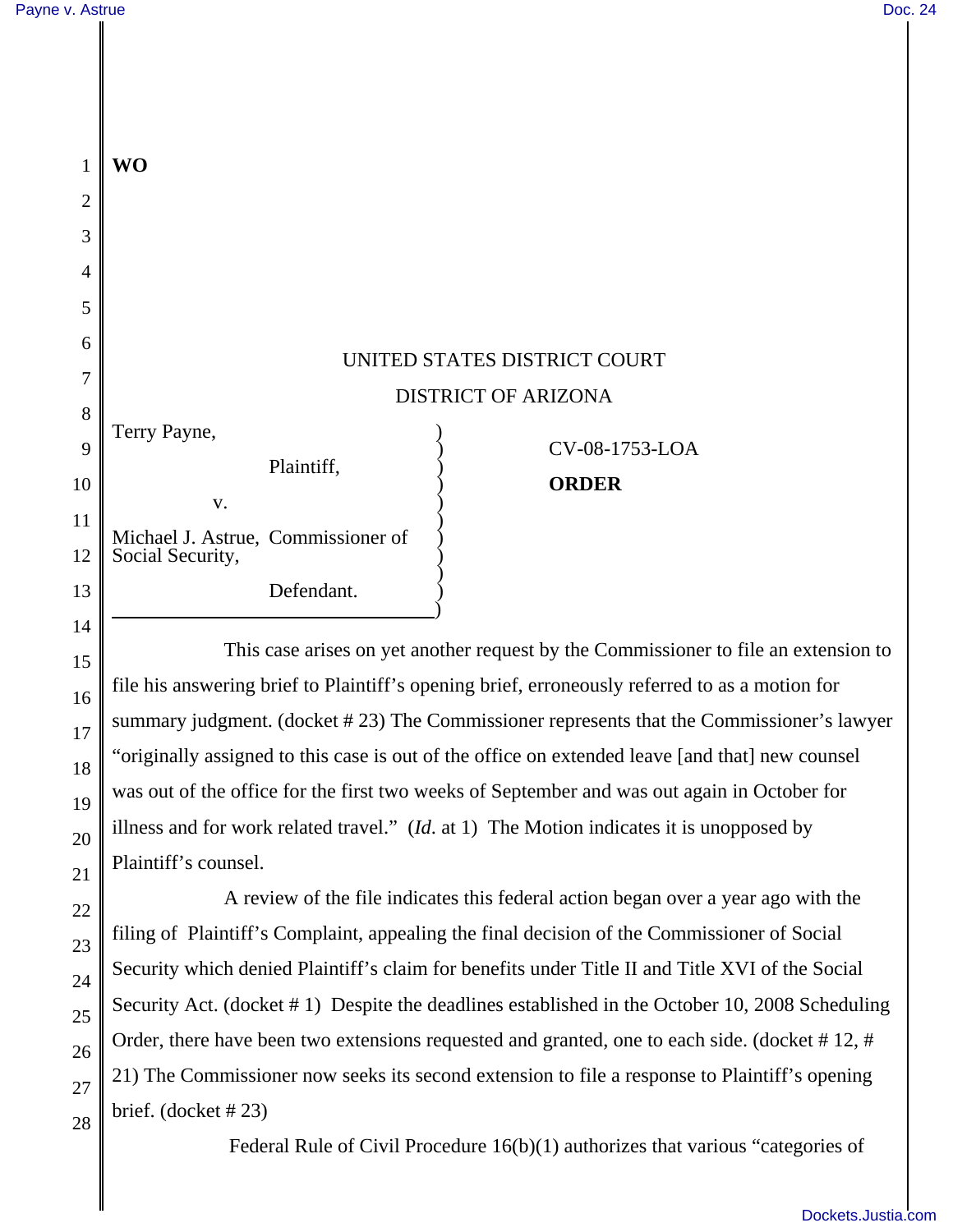**WO**

UNITED STATES DISTRICT COURT

DISTRICT OF ARIZONA

| | |
|---|---|
| Terry Payne,<br><br>Plaintiff,<br><br>v.<br><br>Michael J. Astrue, Commissioner of Social Security,<br><br>Defendant. | CV-08-1753-LOA<br><br>**ORDER** |

This case arises on yet another request by the Commissioner to file an extension to file his answering brief to Plaintiff's opening brief, erroneously referred to as a motion for summary judgment. (docket # 23) The Commissioner represents that the Commissioner's lawyer "originally assigned to this case is out of the office on extended leave [and that] new counsel was out of the office for the first two weeks of September and was out again in October for illness and for work related travel." (*Id*. at 1) The Motion indicates it is unopposed by Plaintiff's counsel.

A review of the file indicates this federal action began over a year ago with the filing of Plaintiff's Complaint, appealing the final decision of the Commissioner of Social Security which denied Plaintiff's claim for benefits under Title II and Title XVI of the Social Security Act. (docket # 1) Despite the deadlines established in the October 10, 2008 Scheduling Order, there have been two extensions requested and granted, one to each side. (docket # 12, # 21) The Commissioner now seeks its second extension to file a response to Plaintiff's opening brief. (docket # 23)

Federal Rule of Civil Procedure 16(b)(1) authorizes that various "categories of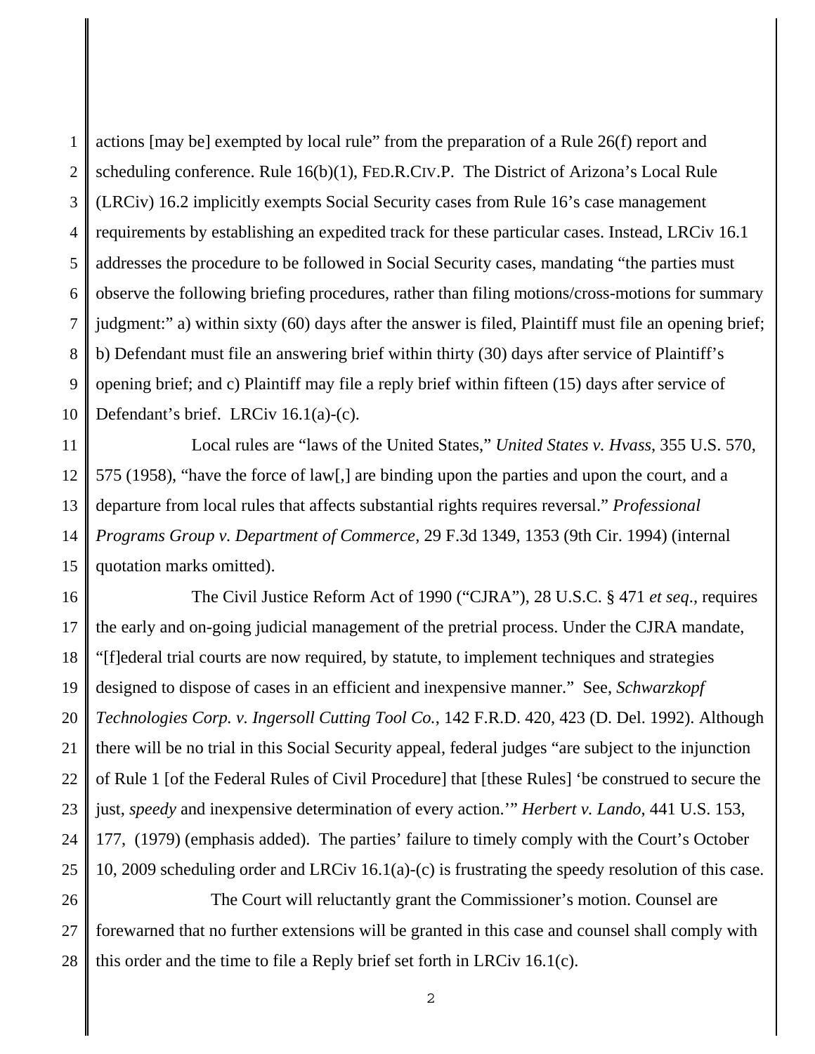actions [may be] exempted by local rule" from the preparation of a Rule 26(f) report and scheduling conference. Rule 16(b)(1), FED.R.CIV.P. The District of Arizona's Local Rule (LRCiv) 16.2 implicitly exempts Social Security cases from Rule 16's case management requirements by establishing an expedited track for these particular cases. Instead, LRCiv 16.1 addresses the procedure to be followed in Social Security cases, mandating "the parties must observe the following briefing procedures, rather than filing motions/cross-motions for summary judgment:" a) within sixty (60) days after the answer is filed, Plaintiff must file an opening brief; b) Defendant must file an answering brief within thirty (30) days after service of Plaintiff's opening brief; and c) Plaintiff may file a reply brief within fifteen (15) days after service of Defendant's brief. LRCiv 16.1(a)-(c).

Local rules are "laws of the United States," *United States v. Hvass*, 355 U.S. 570, 575 (1958), "have the force of law[,] are binding upon the parties and upon the court, and a departure from local rules that affects substantial rights requires reversal." *Professional Programs Group v. Department of Commerce*, 29 F.3d 1349, 1353 (9th Cir. 1994) (internal quotation marks omitted).

The Civil Justice Reform Act of 1990 ("CJRA"), 28 U.S.C. § 471 *et seq*., requires the early and on-going judicial management of the pretrial process. Under the CJRA mandate, "[f]ederal trial courts are now required, by statute, to implement techniques and strategies designed to dispose of cases in an efficient and inexpensive manner." See, *Schwarzkopf Technologies Corp. v. Ingersoll Cutting Tool Co.*, 142 F.R.D. 420, 423 (D. Del. 1992). Although there will be no trial in this Social Security appeal, federal judges "are subject to the injunction of Rule 1 [of the Federal Rules of Civil Procedure] that [these Rules] 'be construed to secure the just, *speedy* and inexpensive determination of every action.'" *Herbert v. Lando*, 441 U.S. 153, 177, (1979) (emphasis added). The parties' failure to timely comply with the Court's October 10, 2009 scheduling order and LRCiv 16.1(a)-(c) is frustrating the speedy resolution of this case.

The Court will reluctantly grant the Commissioner's motion. Counsel are forewarned that no further extensions will be granted in this case and counsel shall comply with this order and the time to file a Reply brief set forth in LRCiv 16.1(c).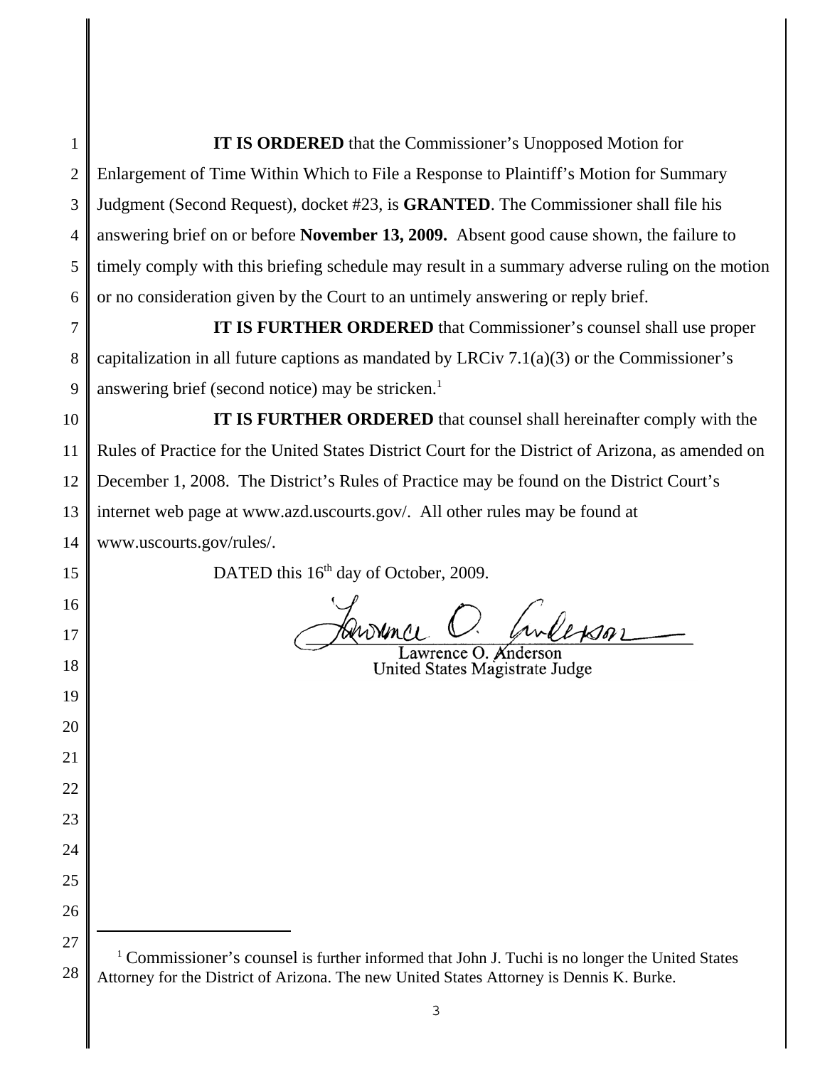**IT IS ORDERED** that the Commissioner's Unopposed Motion for Enlargement of Time Within Which to File a Response to Plaintiff's Motion for Summary Judgment (Second Request), docket #23, is **GRANTED**. The Commissioner shall file his answering brief on or before **November 13, 2009.** Absent good cause shown, the failure to timely comply with this briefing schedule may result in a summary adverse ruling on the motion or no consideration given by the Court to an untimely answering or reply brief.

**IT IS FURTHER ORDERED** that Commissioner's counsel shall use proper capitalization in all future captions as mandated by LRCiv 7.1(a)(3) or the Commissioner's answering brief (second notice) may be stricken.[1]

**IT IS FURTHER ORDERED** that counsel shall hereinafter comply with the Rules of Practice for the United States District Court for the District of Arizona, as amended on December 1, 2008. The District's Rules of Practice may be found on the District Court's internet web page at www.azd.uscourts.gov/. All other rules may be found at www.uscourts.gov/rules/.

DATED this 16th day of October, 2009.

Lawrence O. Anderson
United States Magistrate Judge

---

[1] Commissioner's counsel is further informed that John J. Tuchi is no longer the United States Attorney for the District of Arizona. The new United States Attorney is Dennis K. Burke.